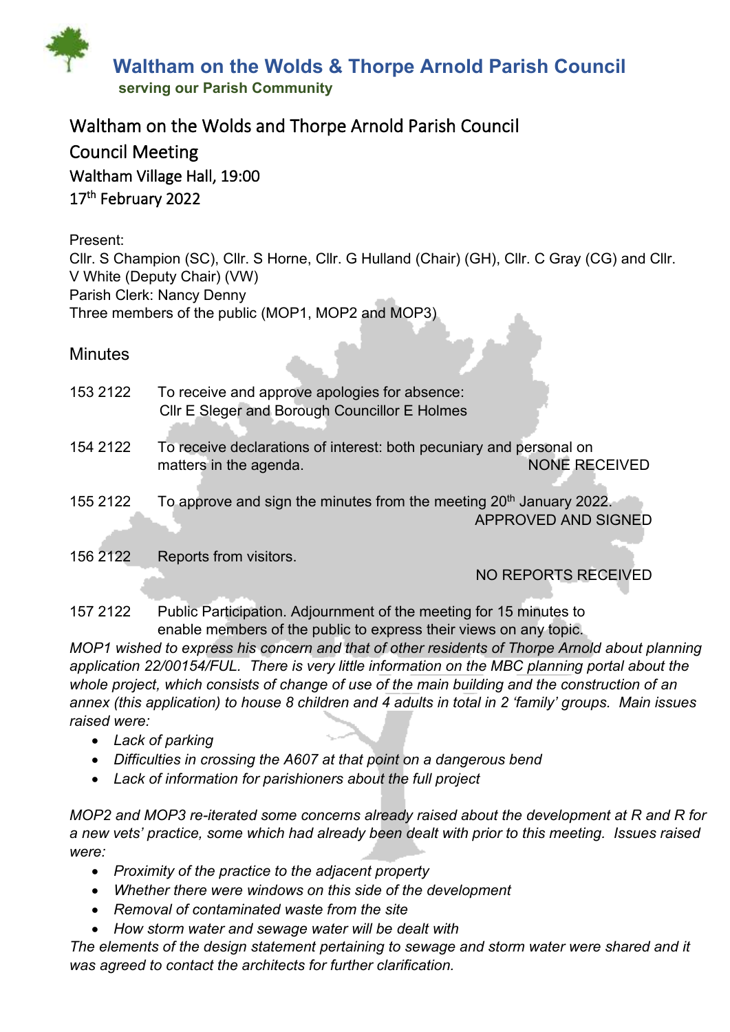# Waltham on the Wolds & Thorpe Arnold Parish Council

**serving our Parish Community**

## Waltham on the Wolds and Thorpe Arnold Parish Council

## Council Meeting

Waltham Village Hall, 19:00

17th February 2022

Present:

Cllr. S Champion (SC), Cllr. S Horne, Cllr. G Hulland (Chair) (GH), Cllr. C Gray (CG) and Cllr. V White (Deputy Chair) (VW)

Parish Clerk: Nancy Denny

Three members of the public (MOP1, MOP2 and MOP3)

### Minutes

153 2122 To receive and approve apologies for absence:
Cllr E Sleger and Borough Councillor E Holmes

154 2122 To receive declarations of interest: both pecuniary and personal on matters in the agenda. NONE RECEIVED

155 2122 To approve and sign the minutes from the meeting 20th January 2022. APPROVED AND SIGNED

156 2122 Reports from visitors. NO REPORTS RECEIVED

157 2122 Public Participation. Adjournment of the meeting for 15 minutes to enable members of the public to express their views on any topic.

*MOP1 wished to express his concern and that of other residents of Thorpe Arnold about planning application 22/00154/FUL. There is very little information on the MBC planning portal about the whole project, which consists of change of use of the main building and the construction of an annex (this application) to house 8 children and 4 adults in total in 2 'family' groups. Main issues raised were:*

- *Lack of parking*
- *Difficulties in crossing the A607 at that point on a dangerous bend*
- *Lack of information for parishioners about the full project*

*MOP2 and MOP3 re-iterated some concerns already raised about the development at R and R for a new vets' practice, some which had already been dealt with prior to this meeting. Issues raised were:*

- *Proximity of the practice to the adjacent property*
- *Whether there were windows on this side of the development*
- *Removal of contaminated waste from the site*
- *How storm water and sewage water will be dealt with*

*The elements of the design statement pertaining to sewage and storm water were shared and it was agreed to contact the architects for further clarification.*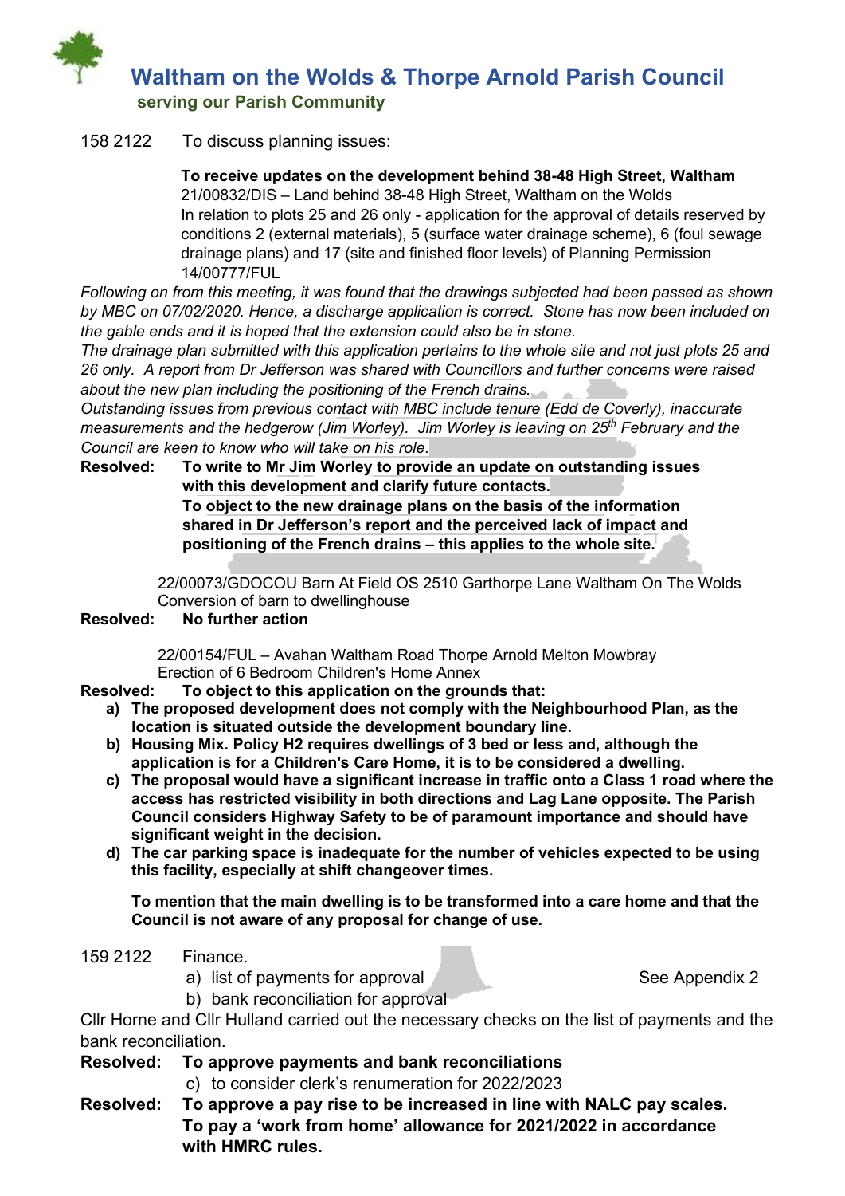158 2122 To discuss planning issues:

**To receive updates on the development behind 38-48 High Street, Waltham**

21/00832/DIS – Land behind 38-48 High Street, Waltham on the Wolds
In relation to plots 25 and 26 only - application for the approval of details reserved by conditions 2 (external materials), 5 (surface water drainage scheme), 6 (foul sewage drainage plans) and 17 (site and finished floor levels) of Planning Permission 14/00777/FUL

*Following on from this meeting, it was found that the drawings subjected had been passed as shown by MBC on 07/02/2020. Hence, a discharge application is correct. Stone has now been included on the gable ends and it is hoped that the extension could also be in stone.*

*The drainage plan submitted with this application pertains to the whole site and not just plots 25 and 26 only. A report from Dr Jefferson was shared with Councillors and further concerns were raised about the new plan including the positioning of the French drains.*

*Outstanding issues from previous contact with MBC include tenure (Edd de Coverly), inaccurate measurements and the hedgerow (Jim Worley). Jim Worley is leaving on 25th February and the Council are keen to know who will take on his role.*

**Resolved: To write to Mr Jim Worley to provide an update on outstanding issues with this development and clarify future contacts.**
**To object to the new drainage plans on the basis of the information shared in Dr Jefferson's report and the perceived lack of impact and positioning of the French drains – this applies to the whole site.**

22/00073/GDOCOU Barn At Field OS 2510 Garthorpe Lane Waltham On The Wolds
Conversion of barn to dwellinghouse

**Resolved: No further action**

22/00154/FUL – Avahan Waltham Road Thorpe Arnold Melton Mowbray
Erection of 6 Bedroom Children's Home Annex

**Resolved: To object to this application on the grounds that:**

**a) The proposed development does not comply with the Neighbourhood Plan, as the location is situated outside the development boundary line.**

**b) Housing Mix. Policy H2 requires dwellings of 3 bed or less and, although the application is for a Children's Care Home, it is to be considered a dwelling.**

**c) The proposal would have a significant increase in traffic onto a Class 1 road where the access has restricted visibility in both directions and Lag Lane opposite. The Parish Council considers Highway Safety to be of paramount importance and should have significant weight in the decision.**

**d) The car parking space is inadequate for the number of vehicles expected to be using this facility, especially at shift changeover times.**

**To mention that the main dwelling is to be transformed into a care home and that the Council is not aware of any proposal for change of use.**

159 2122 Finance.

a) list of payments for approval — See Appendix 2

b) bank reconciliation for approval

Cllr Horne and Cllr Hulland carried out the necessary checks on the list of payments and the bank reconciliation.

**Resolved: To approve payments and bank reconciliations**

c) to consider clerk's renumeration for 2022/2023

**Resolved: To approve a pay rise to be increased in line with NALC pay scales.**
**To pay a 'work from home' allowance for 2021/2022 in accordance with HMRC rules.**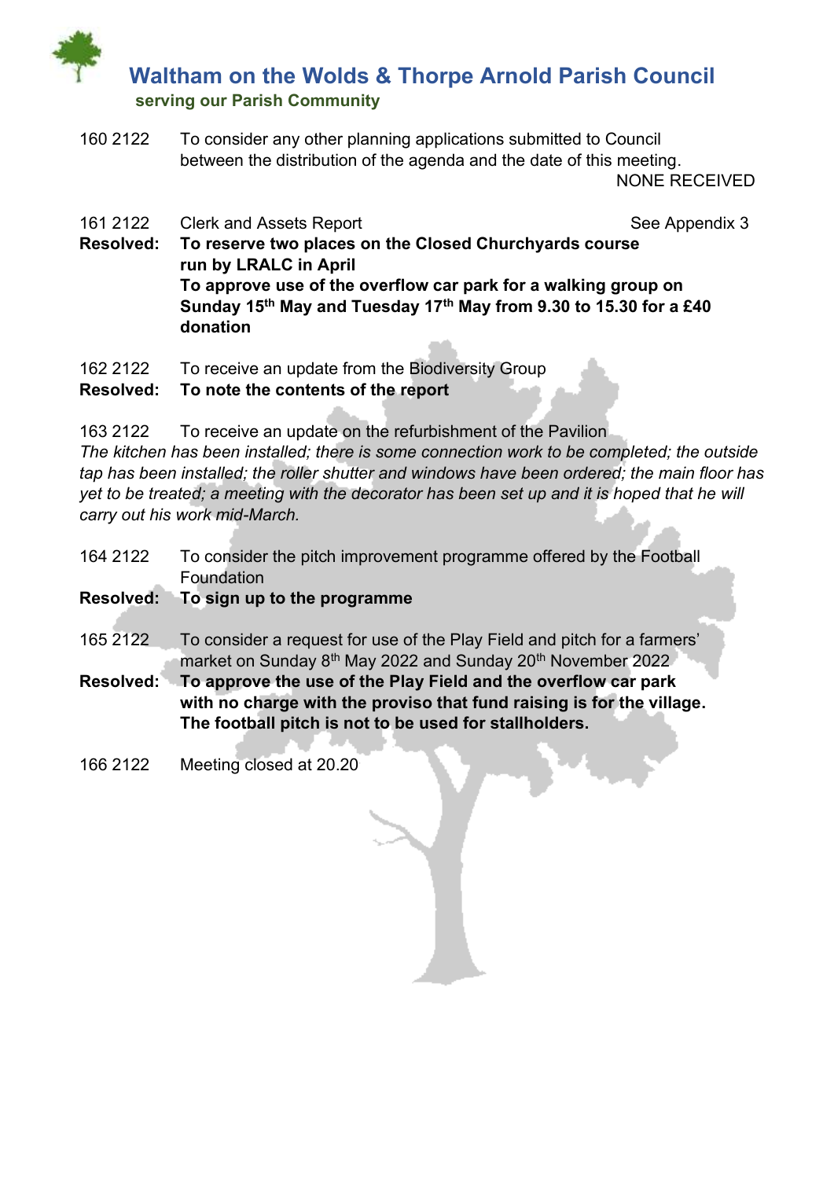# Waltham on the Wolds & Thorpe Arnold Parish Council

**serving our Parish Community**

160 2122 To consider any other planning applications submitted to Council between the distribution of the agenda and the date of this meeting.

NONE RECEIVED

161 2122 Clerk and Assets Report See Appendix 3

**Resolved:** **To reserve two places on the Closed Churchyards course run by LRALC in April**

**To approve use of the overflow car park for a walking group on Sunday 15th May and Tuesday 17th May from 9.30 to 15.30 for a £40 donation**

162 2122 To receive an update from the Biodiversity Group

**Resolved:** **To note the contents of the report**

163 2122 To receive an update on the refurbishment of the Pavilion

*The kitchen has been installed; there is some connection work to be completed; the outside tap has been installed; the roller shutter and windows have been ordered; the main floor has yet to be treated; a meeting with the decorator has been set up and it is hoped that he will carry out his work mid-March.*

164 2122 To consider the pitch improvement programme offered by the Football Foundation

**Resolved:** **To sign up to the programme**

165 2122 To consider a request for use of the Play Field and pitch for a farmers' market on Sunday 8th May 2022 and Sunday 20th November 2022

**Resolved:** **To approve the use of the Play Field and the overflow car park with no charge with the proviso that fund raising is for the village. The football pitch is not to be used for stallholders.**

166 2122 Meeting closed at 20.20